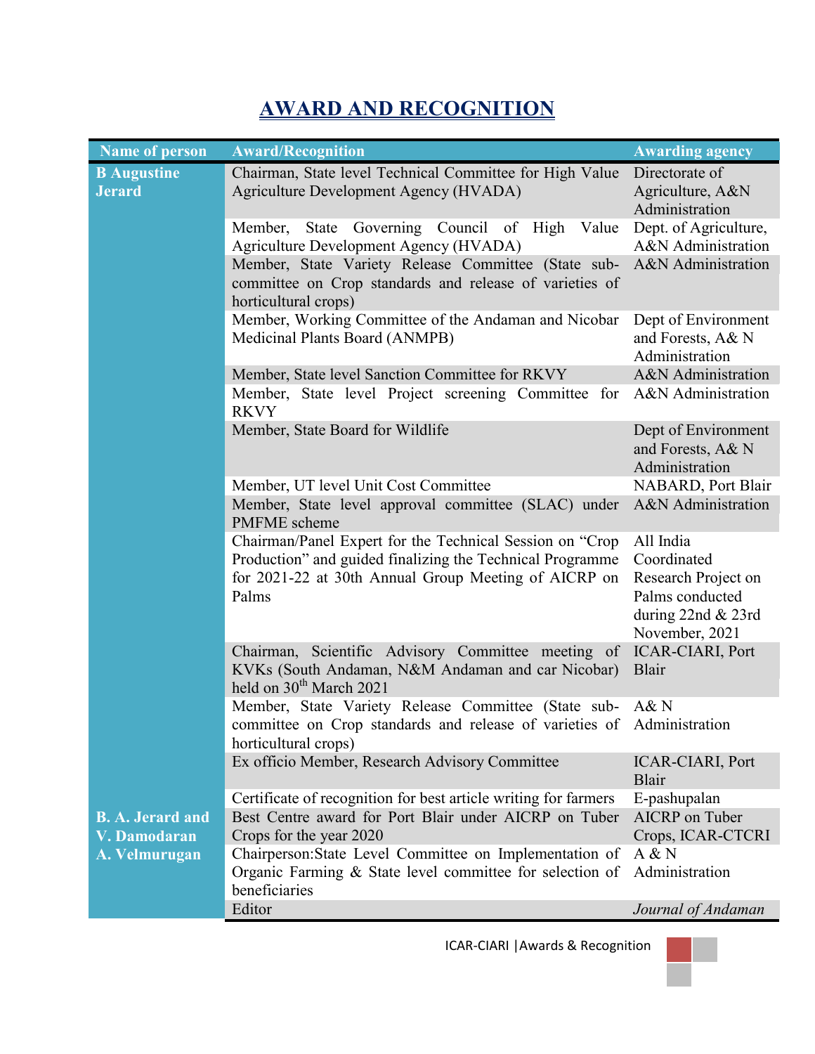# AWARD AND RECOGNITION

| Name of person | Award/Recognition | Awarding agency |
|---|---|---|
| **B Augustine Jerard** | Chairman, State level Technical Committee for High Value Agriculture Development Agency (HVADA) | Directorate of Agriculture, A&N Administration |
| | Member, State Governing Council of High Value Agriculture Development Agency (HVADA) | Dept. of Agriculture, A&N Administration |
| | Member, State Variety Release Committee (State sub-committee on Crop standards and release of varieties of horticultural crops) | A&N Administration |
| | Member, Working Committee of the Andaman and Nicobar Medicinal Plants Board (ANMPB) | Dept of Environment and Forests, A& N Administration |
| | Member, State level Sanction Committee for RKVY | A&N Administration |
| | Member, State level Project screening Committee for RKVY | A&N Administration |
| | Member, State Board for Wildlife | Dept of Environment and Forests, A& N Administration |
| | Member, UT level Unit Cost Committee | NABARD, Port Blair |
| | Member, State level approval committee (SLAC) under PMFME scheme | A&N Administration |
| | Chairman/Panel Expert for the Technical Session on "Crop Production" and guided finalizing the Technical Programme for 2021-22 at 30th Annual Group Meeting of AICRP on Palms | All India Coordinated Research Project on Palms conducted during 22nd & 23rd November, 2021 |
| | Chairman, Scientific Advisory Committee meeting of KVKs (South Andaman, N&M Andaman and car Nicobar) held on 30th March 2021 | ICAR-CIARI, Port Blair |
| | Member, State Variety Release Committee (State sub-committee on Crop standards and release of varieties of horticultural crops) | A& N Administration |
| | Ex officio Member, Research Advisory Committee | ICAR-CIARI, Port Blair |
| | Certificate of recognition for best article writing for farmers | E-pashupalan |
| **B. A. Jerard and V. Damodaran** | Best Centre award for Port Blair under AICRP on Tuber Crops for the year 2020 | AICRP on Tuber Crops, ICAR-CTCRI |
| **A. Velmurugan** | Chairperson:State Level Committee on Implementation of Organic Farming & State level committee for selection of beneficiaries | A & N Administration |
| | Editor | *Journal of Andaman* |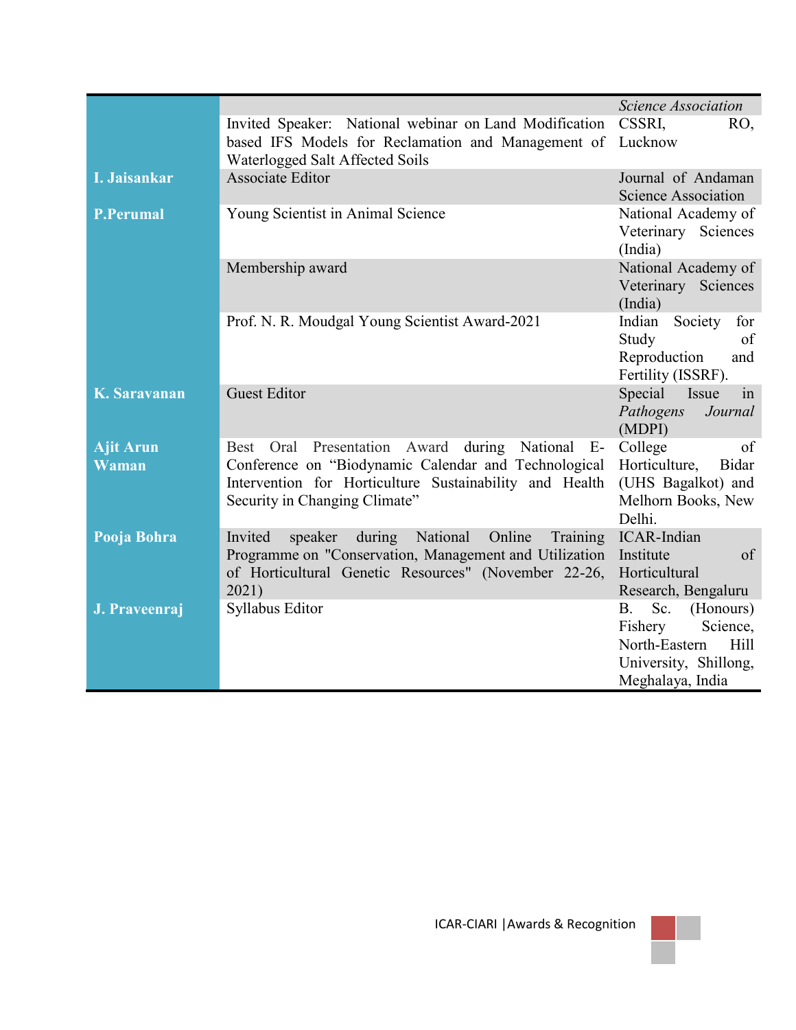| | | |
|---|---|---|
| | | *Science Association* |
| | Invited Speaker: National webinar on Land Modification based IFS Models for Reclamation and Management of Waterlogged Salt Affected Soils | CSSRI, RO, Lucknow |
| **I. Jaisankar** | Associate Editor | Journal of Andaman Science Association |
| **P.Perumal** | Young Scientist in Animal Science | National Academy of Veterinary Sciences (India) |
| | Membership award | National Academy of Veterinary Sciences (India) |
| | Prof. N. R. Moudgal Young Scientist Award-2021 | Indian Society for Study of Reproduction and Fertility (ISSRF). |
| **K. Saravanan** | Guest Editor | Special Issue in *Pathogens Journal* (MDPI) |
| **Ajit Arun Waman** | Best Oral Presentation Award during National E-Conference on "Biodynamic Calendar and Technological Intervention for Horticulture Sustainability and Health Security in Changing Climate" | College of Horticulture, Bidar (UHS Bagalkot) and Melhorn Books, New Delhi. |
| **Pooja Bohra** | Invited speaker during National Online Training Programme on "Conservation, Management and Utilization of Horticultural Genetic Resources" (November 22-26, 2021) | ICAR-Indian Institute of Horticultural Research, Bengaluru |
| **J. Praveenraj** | Syllabus Editor | B. Sc. (Honours) Fishery Science, North-Eastern Hill University, Shillong, Meghalaya, India |